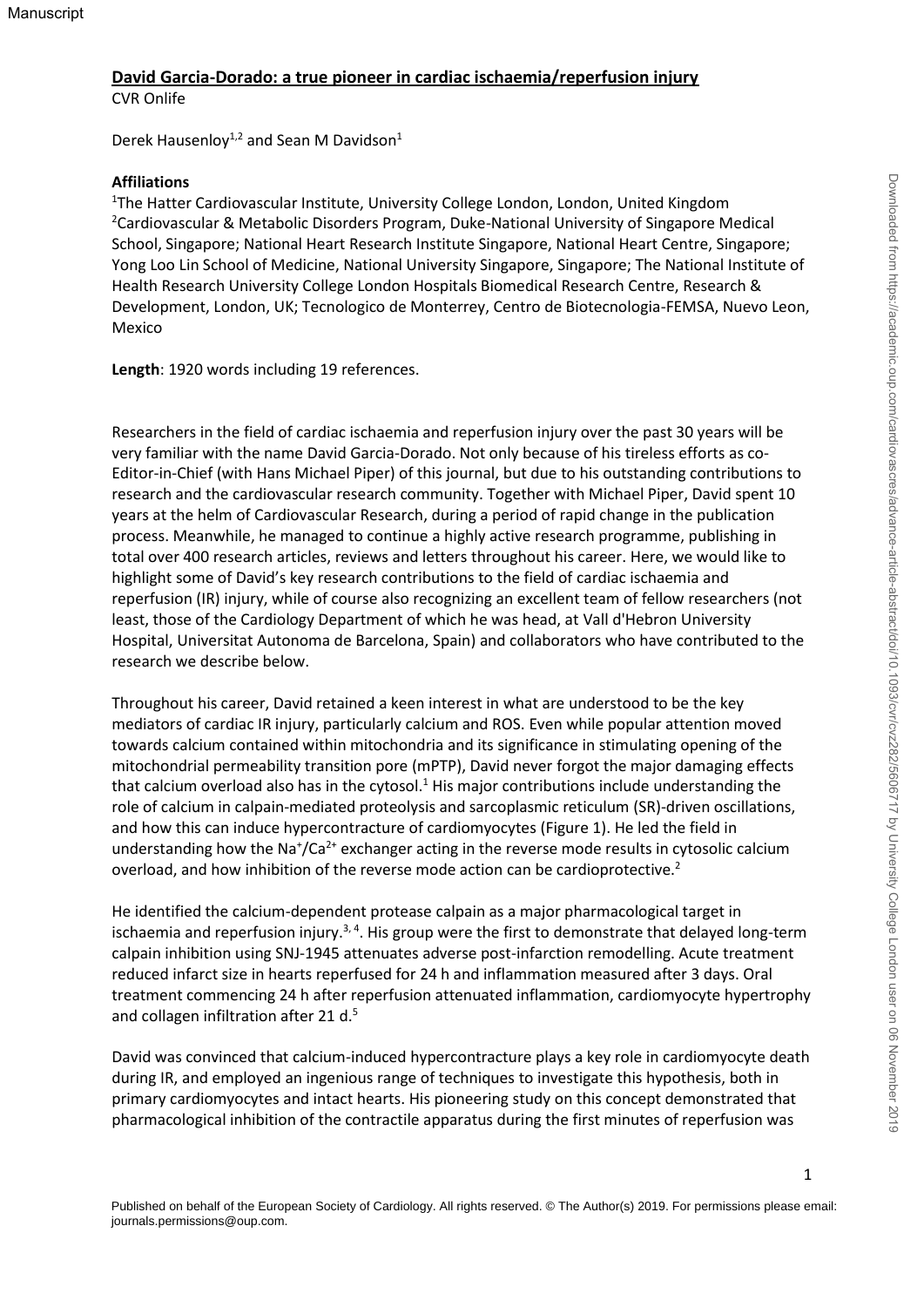# David Garcia-Dorado: a true pioneer in cardiac ischaemia/reperfusion injury

CVR Onlife

Derek Hausenloy[1,2] and Sean M Davidson[1]

**Affiliations**

[1]The Hatter Cardiovascular Institute, University College London, London, United Kingdom
[2]Cardiovascular & Metabolic Disorders Program, Duke-National University of Singapore Medical School, Singapore; National Heart Research Institute Singapore, National Heart Centre, Singapore; Yong Loo Lin School of Medicine, National University Singapore, Singapore; The National Institute of Health Research University College London Hospitals Biomedical Research Centre, Research & Development, London, UK; Tecnologico de Monterrey, Centro de Biotecnologia-FEMSA, Nuevo Leon, Mexico

**Length**: 1920 words including 19 references.

Researchers in the field of cardiac ischaemia and reperfusion injury over the past 30 years will be very familiar with the name David Garcia-Dorado. Not only because of his tireless efforts as co-Editor-in-Chief (with Hans Michael Piper) of this journal, but due to his outstanding contributions to research and the cardiovascular research community. Together with Michael Piper, David spent 10 years at the helm of Cardiovascular Research, during a period of rapid change in the publication process. Meanwhile, he managed to continue a highly active research programme, publishing in total over 400 research articles, reviews and letters throughout his career. Here, we would like to highlight some of David's key research contributions to the field of cardiac ischaemia and reperfusion (IR) injury, while of course also recognizing an excellent team of fellow researchers (not least, those of the Cardiology Department of which he was head, at Vall d'Hebron University Hospital, Universitat Autonoma de Barcelona, Spain) and collaborators who have contributed to the research we describe below.

Throughout his career, David retained a keen interest in what are understood to be the key mediators of cardiac IR injury, particularly calcium and ROS. Even while popular attention moved towards calcium contained within mitochondria and its significance in stimulating opening of the mitochondrial permeability transition pore (mPTP), David never forgot the major damaging effects that calcium overload also has in the cytosol.[1] His major contributions include understanding the role of calcium in calpain-mediated proteolysis and sarcoplasmic reticulum (SR)-driven oscillations, and how this can induce hypercontracture of cardiomyocytes (Figure 1). He led the field in understanding how the $Na^+/Ca^{2+}$ exchanger acting in the reverse mode results in cytosolic calcium overload, and how inhibition of the reverse mode action can be cardioprotective.[2]

He identified the calcium-dependent protease calpain as a major pharmacological target in ischaemia and reperfusion injury.[3, 4]. His group were the first to demonstrate that delayed long-term calpain inhibition using SNJ-1945 attenuates adverse post-infarction remodelling. Acute treatment reduced infarct size in hearts reperfused for 24 h and inflammation measured after 3 days. Oral treatment commencing 24 h after reperfusion attenuated inflammation, cardiomyocyte hypertrophy and collagen infiltration after 21 d.[5]

David was convinced that calcium-induced hypercontracture plays a key role in cardiomyocyte death during IR, and employed an ingenious range of techniques to investigate this hypothesis, both in primary cardiomyocytes and intact hearts. His pioneering study on this concept demonstrated that pharmacological inhibition of the contractile apparatus during the first minutes of reperfusion was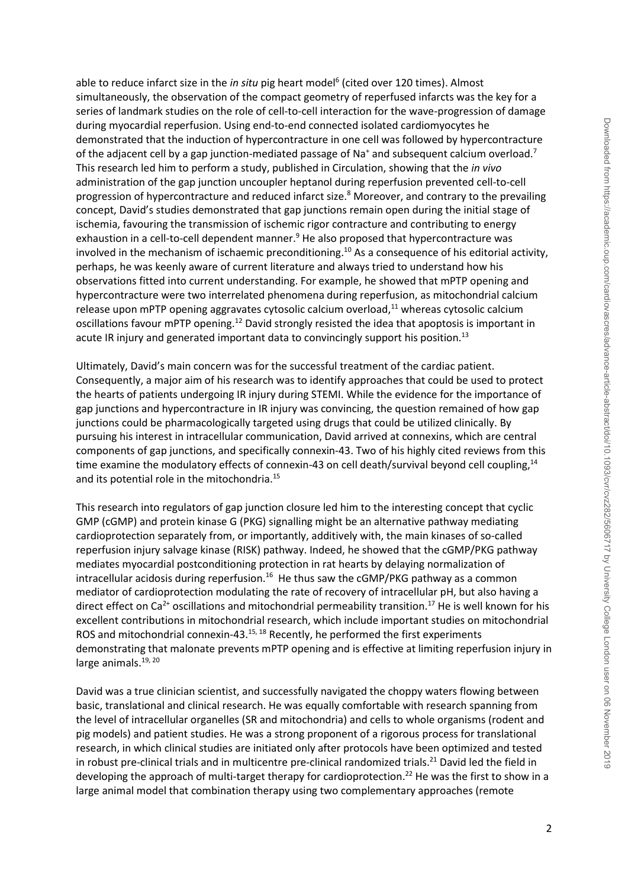able to reduce infarct size in the *in situ* pig heart model[6] (cited over 120 times). Almost simultaneously, the observation of the compact geometry of reperfused infarcts was the key for a series of landmark studies on the role of cell-to-cell interaction for the wave-progression of damage during myocardial reperfusion. Using end-to-end connected isolated cardiomyocytes he demonstrated that the induction of hypercontracture in one cell was followed by hypercontracture of the adjacent cell by a gap junction-mediated passage of $Na^+$ and subsequent calcium overload.[7] This research led him to perform a study, published in Circulation, showing that the *in vivo* administration of the gap junction uncoupler heptanol during reperfusion prevented cell-to-cell progression of hypercontracture and reduced infarct size.[8] Moreover, and contrary to the prevailing concept, David's studies demonstrated that gap junctions remain open during the initial stage of ischemia, favouring the transmission of ischemic rigor contracture and contributing to energy exhaustion in a cell-to-cell dependent manner.[9] He also proposed that hypercontracture was involved in the mechanism of ischaemic preconditioning.[10] As a consequence of his editorial activity, perhaps, he was keenly aware of current literature and always tried to understand how his observations fitted into current understanding. For example, he showed that mPTP opening and hypercontracture were two interrelated phenomena during reperfusion, as mitochondrial calcium release upon mPTP opening aggravates cytosolic calcium overload,[11] whereas cytosolic calcium oscillations favour mPTP opening.[12] David strongly resisted the idea that apoptosis is important in acute IR injury and generated important data to convincingly support his position.[13]

Ultimately, David's main concern was for the successful treatment of the cardiac patient. Consequently, a major aim of his research was to identify approaches that could be used to protect the hearts of patients undergoing IR injury during STEMI. While the evidence for the importance of gap junctions and hypercontracture in IR injury was convincing, the question remained of how gap junctions could be pharmacologically targeted using drugs that could be utilized clinically. By pursuing his interest in intracellular communication, David arrived at connexins, which are central components of gap junctions, and specifically connexin-43. Two of his highly cited reviews from this time examine the modulatory effects of connexin-43 on cell death/survival beyond cell coupling,[14] and its potential role in the mitochondria.[15]

This research into regulators of gap junction closure led him to the interesting concept that cyclic GMP (cGMP) and protein kinase G (PKG) signalling might be an alternative pathway mediating cardioprotection separately from, or importantly, additively with, the main kinases of so-called reperfusion injury salvage kinase (RISK) pathway. Indeed, he showed that the cGMP/PKG pathway mediates myocardial postconditioning protection in rat hearts by delaying normalization of intracellular acidosis during reperfusion.[16] He thus saw the cGMP/PKG pathway as a common mediator of cardioprotection modulating the rate of recovery of intracellular pH, but also having a direct effect on $Ca^{2+}$ oscillations and mitochondrial permeability transition.[17] He is well known for his excellent contributions in mitochondrial research, which include important studies on mitochondrial ROS and mitochondrial connexin-43.[15, 18] Recently, he performed the first experiments demonstrating that malonate prevents mPTP opening and is effective at limiting reperfusion injury in large animals.[19, 20]

David was a true clinician scientist, and successfully navigated the choppy waters flowing between basic, translational and clinical research. He was equally comfortable with research spanning from the level of intracellular organelles (SR and mitochondria) and cells to whole organisms (rodent and pig models) and patient studies. He was a strong proponent of a rigorous process for translational research, in which clinical studies are initiated only after protocols have been optimized and tested in robust pre-clinical trials and in multicentre pre-clinical randomized trials.[21] David led the field in developing the approach of multi-target therapy for cardioprotection.[22] He was the first to show in a large animal model that combination therapy using two complementary approaches (remote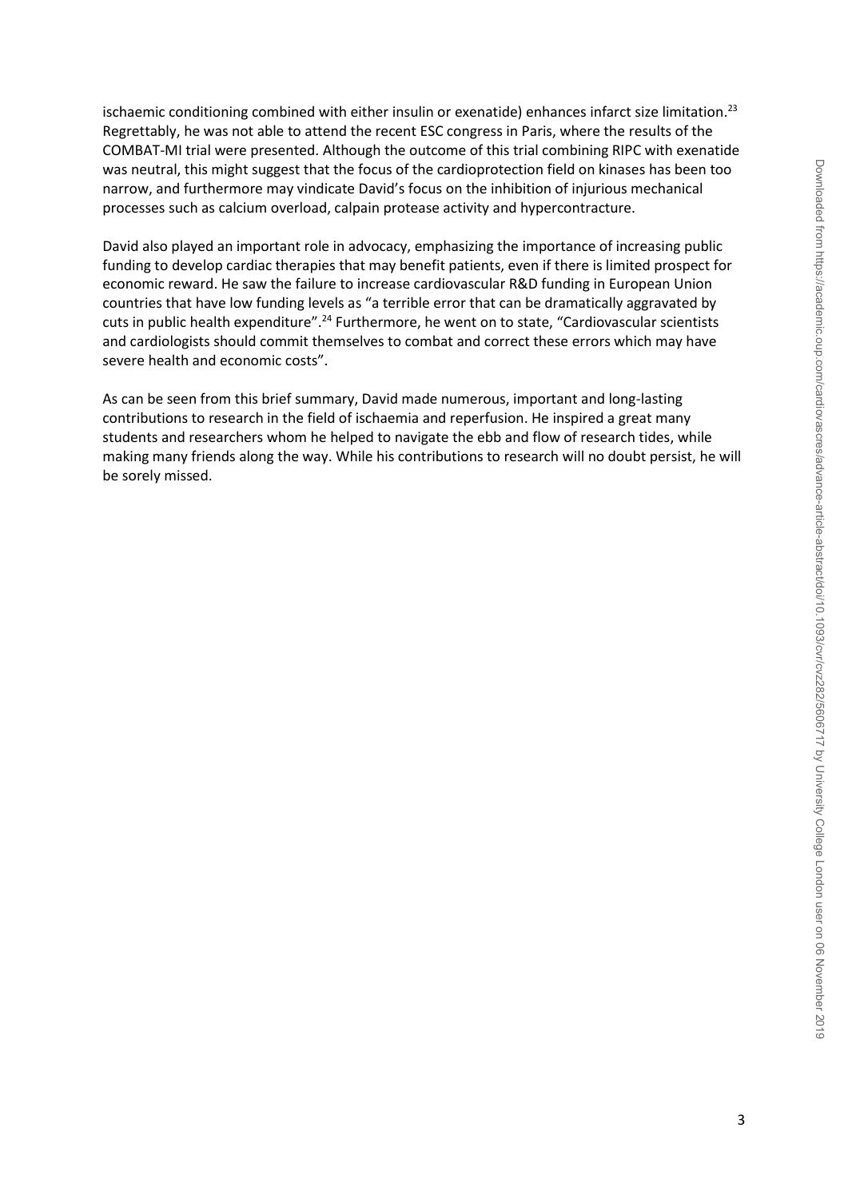ischaemic conditioning combined with either insulin or exenatide) enhances infarct size limitation.[23] Regrettably, he was not able to attend the recent ESC congress in Paris, where the results of the COMBAT-MI trial were presented. Although the outcome of this trial combining RIPC with exenatide was neutral, this might suggest that the focus of the cardioprotection field on kinases has been too narrow, and furthermore may vindicate David's focus on the inhibition of injurious mechanical processes such as calcium overload, calpain protease activity and hypercontracture.

David also played an important role in advocacy, emphasizing the importance of increasing public funding to develop cardiac therapies that may benefit patients, even if there is limited prospect for economic reward. He saw the failure to increase cardiovascular R&D funding in European Union countries that have low funding levels as "a terrible error that can be dramatically aggravated by cuts in public health expenditure".[24] Furthermore, he went on to state, "Cardiovascular scientists and cardiologists should commit themselves to combat and correct these errors which may have severe health and economic costs".

As can be seen from this brief summary, David made numerous, important and long-lasting contributions to research in the field of ischaemia and reperfusion. He inspired a great many students and researchers whom he helped to navigate the ebb and flow of research tides, while making many friends along the way. While his contributions to research will no doubt persist, he will be sorely missed.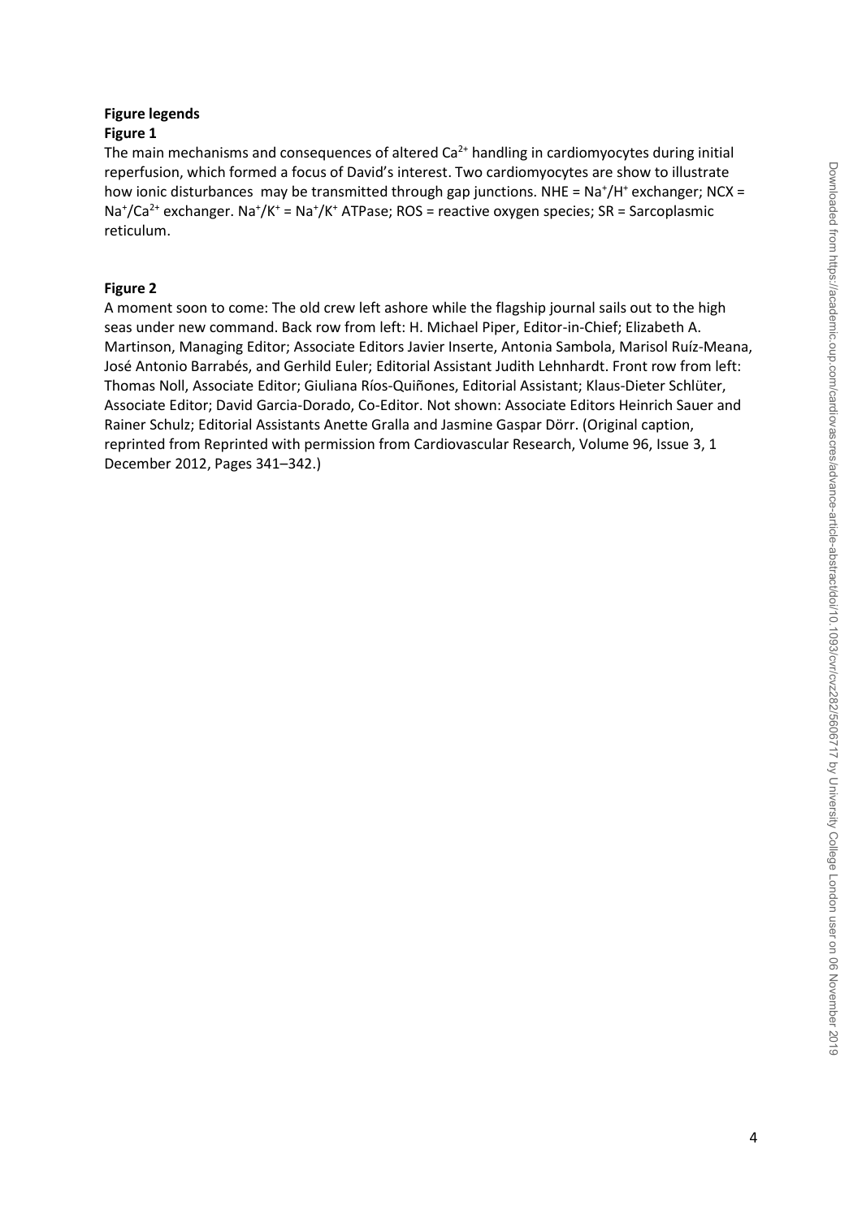**Figure legends**

**Figure 1**

The main mechanisms and consequences of altered $Ca^{2+}$ handling in cardiomyocytes during initial reperfusion, which formed a focus of David's interest. Two cardiomyocytes are show to illustrate how ionic disturbances may be transmitted through gap junctions. NHE = $Na^+/H^+$ exchanger; NCX = $Na^+/Ca^{2+}$ exchanger. $Na^+/K^+$ = $Na^+/K^+$ ATPase; ROS = reactive oxygen species; SR = Sarcoplasmic reticulum.

**Figure 2**

A moment soon to come: The old crew left ashore while the flagship journal sails out to the high seas under new command. Back row from left: H. Michael Piper, Editor-in-Chief; Elizabeth A. Martinson, Managing Editor; Associate Editors Javier Inserte, Antonia Sambola, Marisol Ruíz-Meana, José Antonio Barrabés, and Gerhild Euler; Editorial Assistant Judith Lehnhardt. Front row from left: Thomas Noll, Associate Editor; Giuliana Ríos-Quiñones, Editorial Assistant; Klaus-Dieter Schlüter, Associate Editor; David Garcia-Dorado, Co-Editor. Not shown: Associate Editors Heinrich Sauer and Rainer Schulz; Editorial Assistants Anette Gralla and Jasmine Gaspar Dörr. (Original caption, reprinted from Reprinted with permission from Cardiovascular Research, Volume 96, Issue 3, 1 December 2012, Pages 341–342.)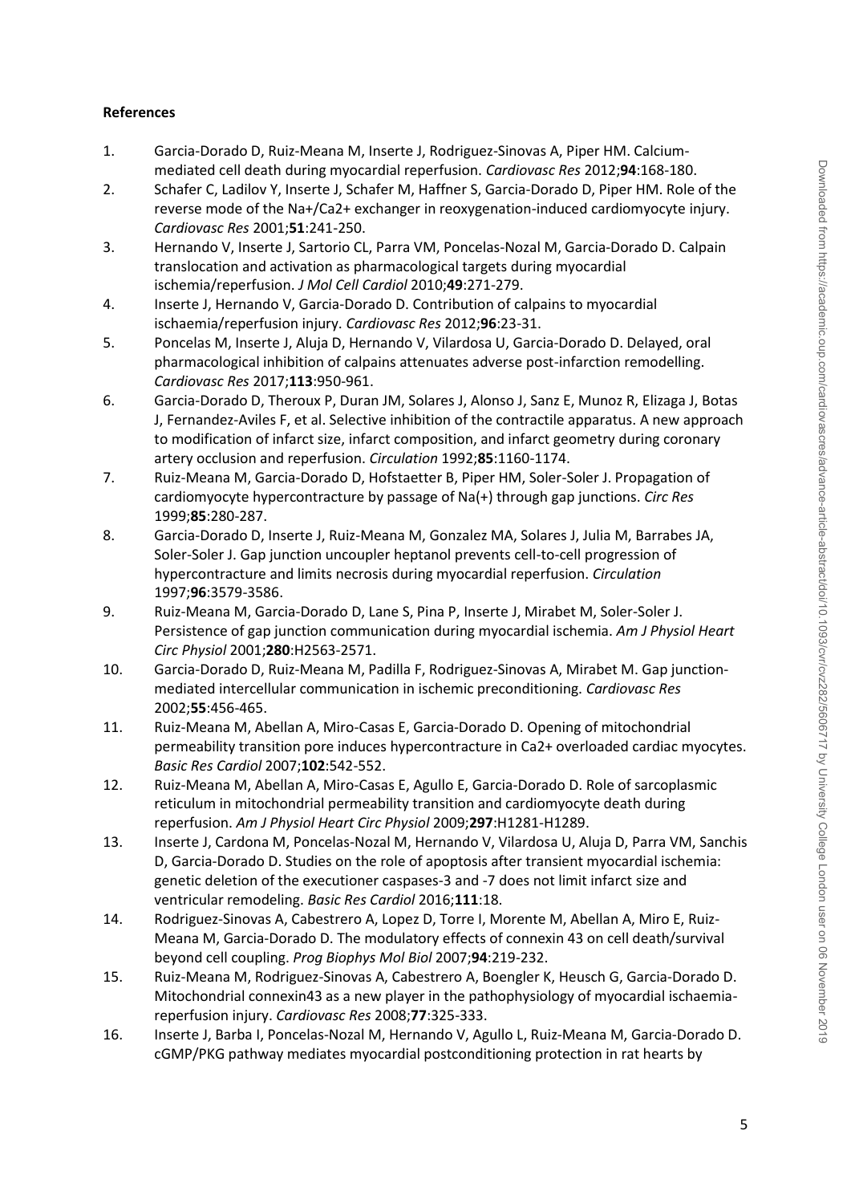**References**

1. Garcia-Dorado D, Ruiz-Meana M, Inserte J, Rodriguez-Sinovas A, Piper HM. Calcium-mediated cell death during myocardial reperfusion. *Cardiovasc Res* 2012;**94**:168-180.
2. Schafer C, Ladilov Y, Inserte J, Schafer M, Haffner S, Garcia-Dorado D, Piper HM. Role of the reverse mode of the Na+/Ca2+ exchanger in reoxygenation-induced cardiomyocyte injury. *Cardiovasc Res* 2001;**51**:241-250.
3. Hernando V, Inserte J, Sartorio CL, Parra VM, Poncelas-Nozal M, Garcia-Dorado D. Calpain translocation and activation as pharmacological targets during myocardial ischemia/reperfusion. *J Mol Cell Cardiol* 2010;**49**:271-279.
4. Inserte J, Hernando V, Garcia-Dorado D. Contribution of calpains to myocardial ischaemia/reperfusion injury. *Cardiovasc Res* 2012;**96**:23-31.
5. Poncelas M, Inserte J, Aluja D, Hernando V, Vilardosa U, Garcia-Dorado D. Delayed, oral pharmacological inhibition of calpains attenuates adverse post-infarction remodelling. *Cardiovasc Res* 2017;**113**:950-961.
6. Garcia-Dorado D, Theroux P, Duran JM, Solares J, Alonso J, Sanz E, Munoz R, Elizaga J, Botas J, Fernandez-Aviles F, et al. Selective inhibition of the contractile apparatus. A new approach to modification of infarct size, infarct composition, and infarct geometry during coronary artery occlusion and reperfusion. *Circulation* 1992;**85**:1160-1174.
7. Ruiz-Meana M, Garcia-Dorado D, Hofstaetter B, Piper HM, Soler-Soler J. Propagation of cardiomyocyte hypercontracture by passage of Na(+) through gap junctions. *Circ Res* 1999;**85**:280-287.
8. Garcia-Dorado D, Inserte J, Ruiz-Meana M, Gonzalez MA, Solares J, Julia M, Barrabes JA, Soler-Soler J. Gap junction uncoupler heptanol prevents cell-to-cell progression of hypercontracture and limits necrosis during myocardial reperfusion. *Circulation* 1997;**96**:3579-3586.
9. Ruiz-Meana M, Garcia-Dorado D, Lane S, Pina P, Inserte J, Mirabet M, Soler-Soler J. Persistence of gap junction communication during myocardial ischemia. *Am J Physiol Heart Circ Physiol* 2001;**280**:H2563-2571.
10. Garcia-Dorado D, Ruiz-Meana M, Padilla F, Rodriguez-Sinovas A, Mirabet M. Gap junction-mediated intercellular communication in ischemic preconditioning. *Cardiovasc Res* 2002;**55**:456-465.
11. Ruiz-Meana M, Abellan A, Miro-Casas E, Garcia-Dorado D. Opening of mitochondrial permeability transition pore induces hypercontracture in Ca2+ overloaded cardiac myocytes. *Basic Res Cardiol* 2007;**102**:542-552.
12. Ruiz-Meana M, Abellan A, Miro-Casas E, Agullo E, Garcia-Dorado D. Role of sarcoplasmic reticulum in mitochondrial permeability transition and cardiomyocyte death during reperfusion. *Am J Physiol Heart Circ Physiol* 2009;**297**:H1281-H1289.
13. Inserte J, Cardona M, Poncelas-Nozal M, Hernando V, Vilardosa U, Aluja D, Parra VM, Sanchis D, Garcia-Dorado D. Studies on the role of apoptosis after transient myocardial ischemia: genetic deletion of the executioner caspases-3 and -7 does not limit infarct size and ventricular remodeling. *Basic Res Cardiol* 2016;**111**:18.
14. Rodriguez-Sinovas A, Cabestrero A, Lopez D, Torre I, Morente M, Abellan A, Miro E, Ruiz-Meana M, Garcia-Dorado D. The modulatory effects of connexin 43 on cell death/survival beyond cell coupling. *Prog Biophys Mol Biol* 2007;**94**:219-232.
15. Ruiz-Meana M, Rodriguez-Sinovas A, Cabestrero A, Boengler K, Heusch G, Garcia-Dorado D. Mitochondrial connexin43 as a new player in the pathophysiology of myocardial ischaemia-reperfusion injury. *Cardiovasc Res* 2008;**77**:325-333.
16. Inserte J, Barba I, Poncelas-Nozal M, Hernando V, Agullo L, Ruiz-Meana M, Garcia-Dorado D. cGMP/PKG pathway mediates myocardial postconditioning protection in rat hearts by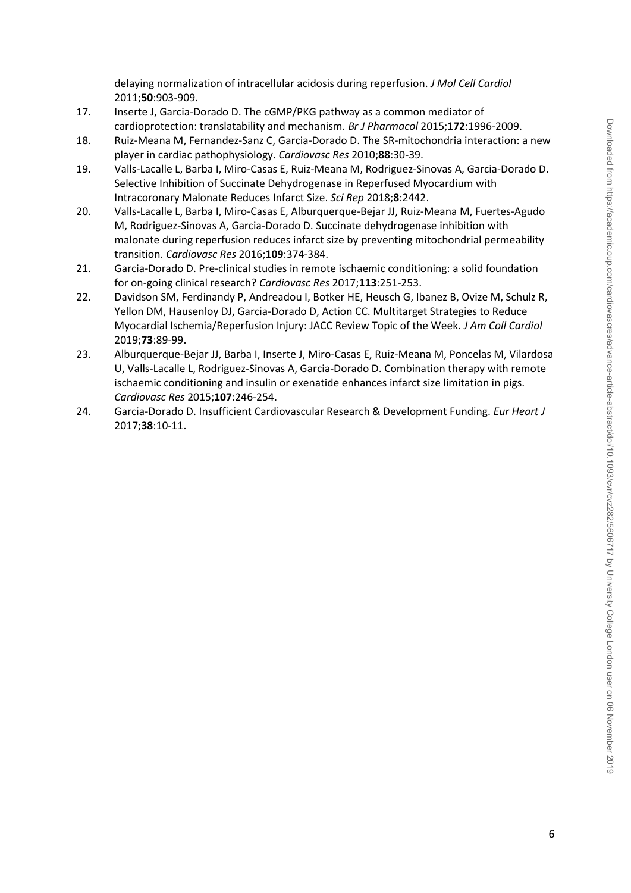delaying normalization of intracellular acidosis during reperfusion. *J Mol Cell Cardiol* 2011;**50**:903-909.

17. Inserte J, Garcia-Dorado D. The cGMP/PKG pathway as a common mediator of cardioprotection: translatability and mechanism. *Br J Pharmacol* 2015;**172**:1996-2009.
18. Ruiz-Meana M, Fernandez-Sanz C, Garcia-Dorado D. The SR-mitochondria interaction: a new player in cardiac pathophysiology. *Cardiovasc Res* 2010;**88**:30-39.
19. Valls-Lacalle L, Barba I, Miro-Casas E, Ruiz-Meana M, Rodriguez-Sinovas A, Garcia-Dorado D. Selective Inhibition of Succinate Dehydrogenase in Reperfused Myocardium with Intracoronary Malonate Reduces Infarct Size. *Sci Rep* 2018;**8**:2442.
20. Valls-Lacalle L, Barba I, Miro-Casas E, Alburquerque-Bejar JJ, Ruiz-Meana M, Fuertes-Agudo M, Rodriguez-Sinovas A, Garcia-Dorado D. Succinate dehydrogenase inhibition with malonate during reperfusion reduces infarct size by preventing mitochondrial permeability transition. *Cardiovasc Res* 2016;**109**:374-384.
21. Garcia-Dorado D. Pre-clinical studies in remote ischaemic conditioning: a solid foundation for on-going clinical research? *Cardiovasc Res* 2017;**113**:251-253.
22. Davidson SM, Ferdinandy P, Andreadou I, Botker HE, Heusch G, Ibanez B, Ovize M, Schulz R, Yellon DM, Hausenloy DJ, Garcia-Dorado D, Action CC. Multitarget Strategies to Reduce Myocardial Ischemia/Reperfusion Injury: JACC Review Topic of the Week. *J Am Coll Cardiol* 2019;**73**:89-99.
23. Alburquerque-Bejar JJ, Barba I, Inserte J, Miro-Casas E, Ruiz-Meana M, Poncelas M, Vilardosa U, Valls-Lacalle L, Rodriguez-Sinovas A, Garcia-Dorado D. Combination therapy with remote ischaemic conditioning and insulin or exenatide enhances infarct size limitation in pigs. *Cardiovasc Res* 2015;**107**:246-254.
24. Garcia-Dorado D. Insufficient Cardiovascular Research & Development Funding. *Eur Heart J* 2017;**38**:10-11.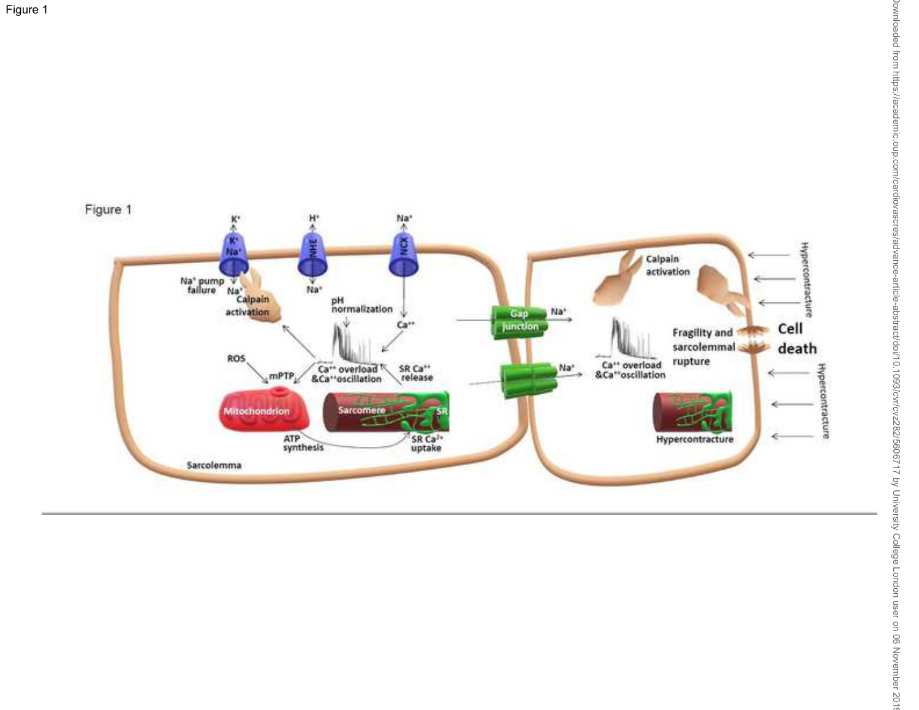Figure 1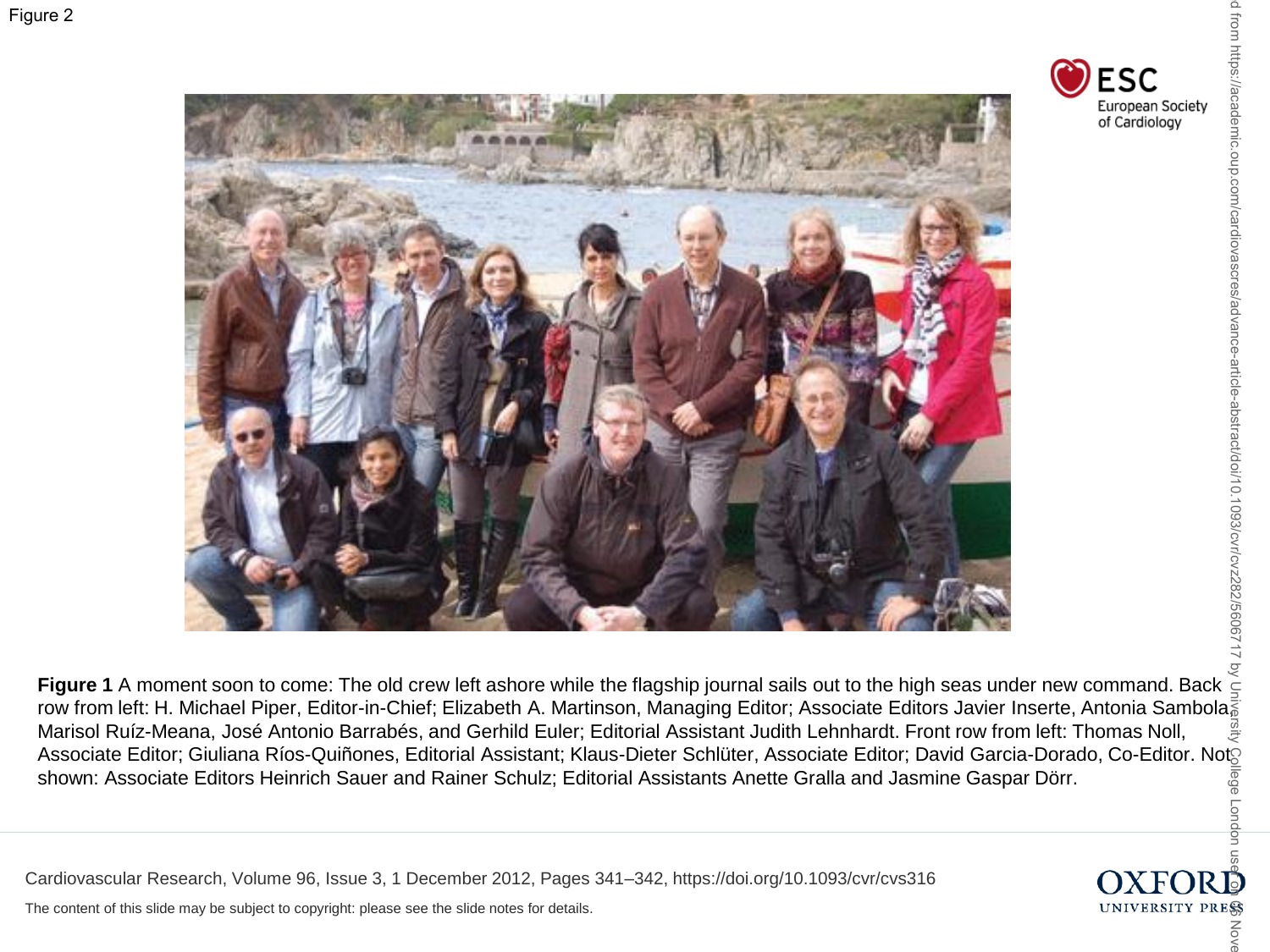Figure 2

**Figure 1** A moment soon to come: The old crew left ashore while the flagship journal sails out to the high seas under new command. Back row from left: H. Michael Piper, Editor-in-Chief; Elizabeth A. Martinson, Managing Editor; Associate Editors Javier Inserte, Antonia Sambola, Marisol Ruíz-Meana, José Antonio Barrabés, and Gerhild Euler; Editorial Assistant Judith Lehnhardt. Front row from left: Thomas Noll, Associate Editor; Giuliana Ríos-Quiñones, Editorial Assistant; Klaus-Dieter Schlüter, Associate Editor; David Garcia-Dorado, Co-Editor. Not shown: Associate Editors Heinrich Sauer and Rainer Schulz; Editorial Assistants Anette Gralla and Jasmine Gaspar Dörr.

Cardiovascular Research, Volume 96, Issue 3, 1 December 2012, Pages 341–342, https://doi.org/10.1093/cvr/cvs316

The content of this slide may be subject to copyright: please see the slide notes for details.